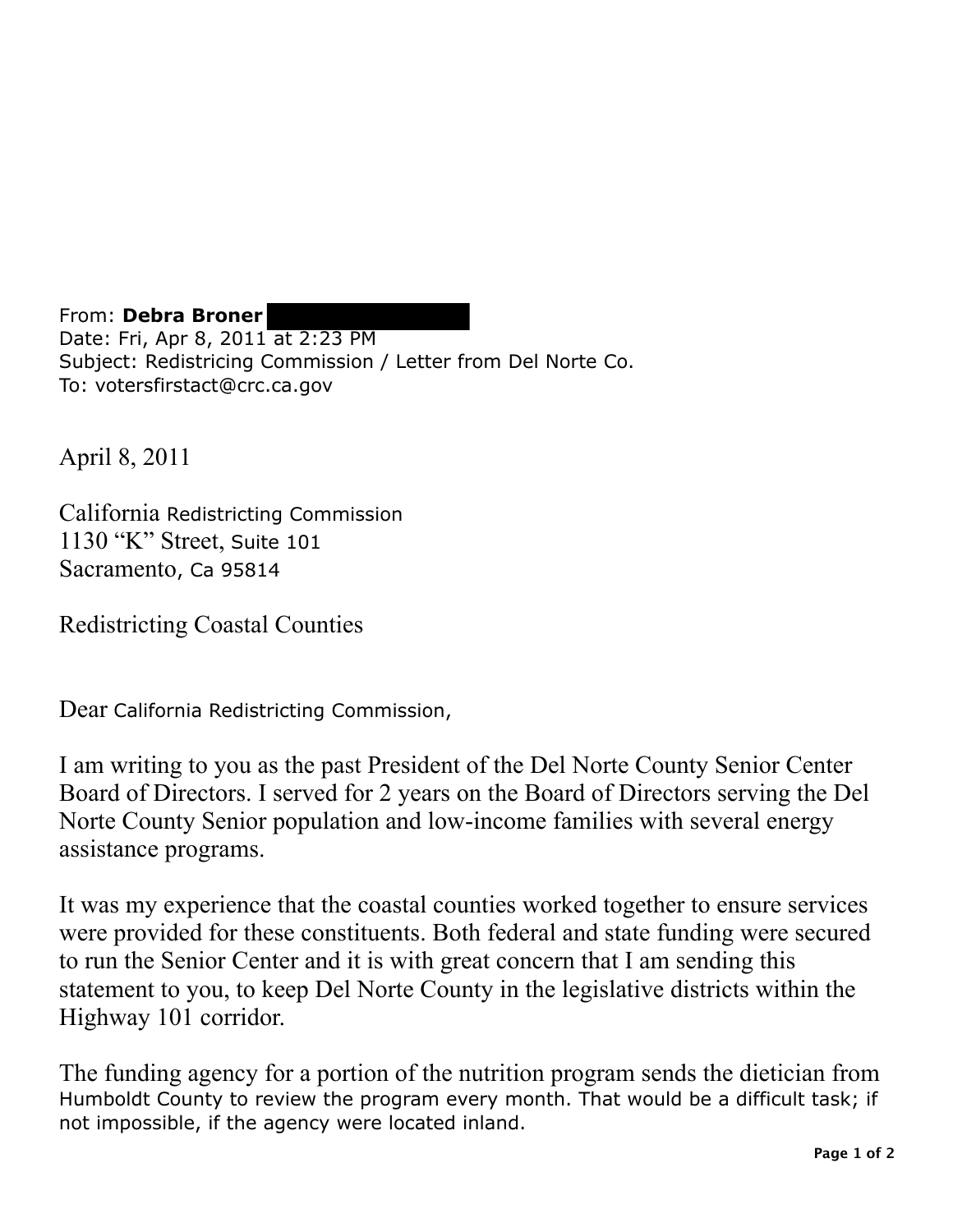From: **Debra Broner**
Date: Fri, Apr 8, 2011 at 2:23 PM
Subject: Redistricing Commission / Letter from Del Norte Co.
To: votersfirstact@crc.ca.gov

April 8, 2011

California Redistricting Commission
1130 "K" Street, Suite 101
Sacramento, Ca 95814

Redistricting Coastal Counties

Dear California Redistricting Commission,

I am writing to you as the past President of the Del Norte County Senior Center Board of Directors. I served for 2 years on the Board of Directors serving the Del Norte County Senior population and low-income families with several energy assistance programs.

It was my experience that the coastal counties worked together to ensure services were provided for these constituents. Both federal and state funding were secured to run the Senior Center and it is with great concern that I am sending this statement to you, to keep Del Norte County in the legislative districts within the Highway 101 corridor.

The funding agency for a portion of the nutrition program sends the dietician from Humboldt County to review the program every month. That would be a difficult task; if not impossible, if the agency were located inland.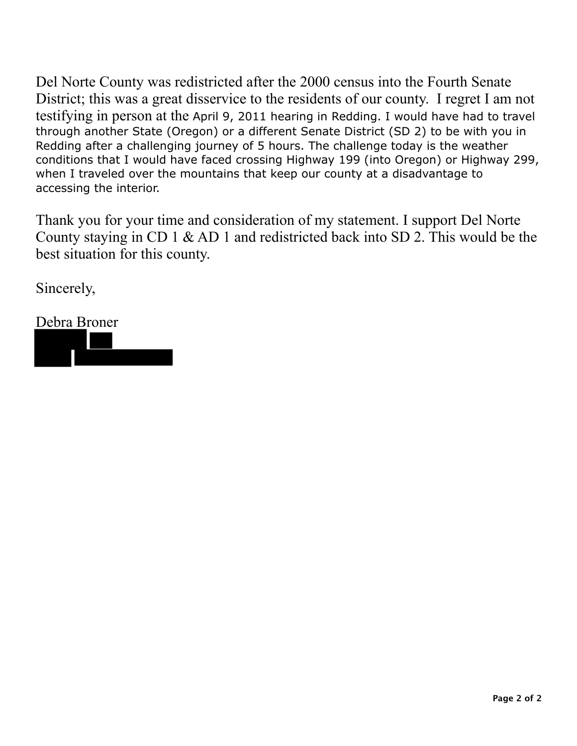Del Norte County was redistricted after the 2000 census into the Fourth Senate District; this was a great disservice to the residents of our county. I regret I am not testifying in person at the April 9, 2011 hearing in Redding. I would have had to travel through another State (Oregon) or a different Senate District (SD 2) to be with you in Redding after a challenging journey of 5 hours. The challenge today is the weather conditions that I would have faced crossing Highway 199 (into Oregon) or Highway 299, when I traveled over the mountains that keep our county at a disadvantage to accessing the interior.

Thank you for your time and consideration of my statement. I support Del Norte County staying in CD 1 & AD 1 and redistricted back into SD 2. This would be the best situation for this county.

Sincerely,

Debra Broner